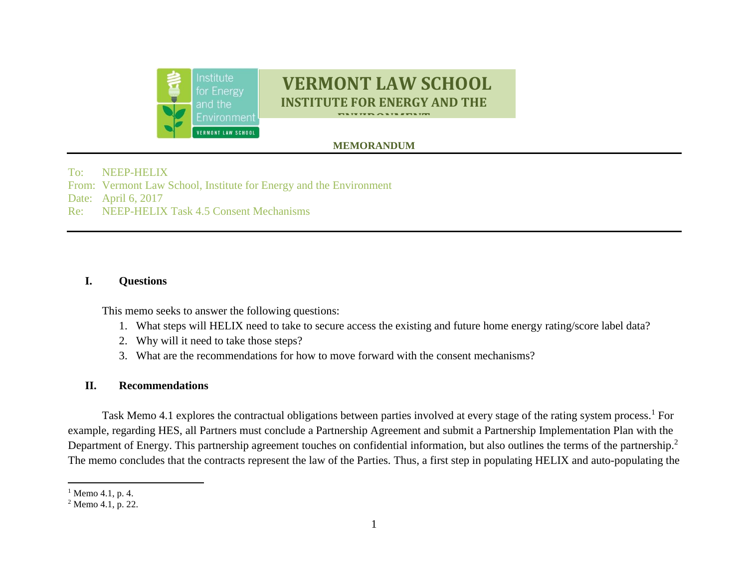**VERMONT LAW SCHOOL**
**INSTITUTE FOR ENERGY AND THE ENVIRONMENT**

**MEMORANDUM**

To: NEEP-HELIX
From: Vermont Law School, Institute for Energy and the Environment
Date: April 6, 2017
Re: NEEP-HELIX Task 4.5 Consent Mechanisms

## I. Questions

This memo seeks to answer the following questions:

1. What steps will HELIX need to take to secure access the existing and future home energy rating/score label data?
2. Why will it need to take those steps?
3. What are the recommendations for how to move forward with the consent mechanisms?

## II. Recommendations

Task Memo 4.1 explores the contractual obligations between parties involved at every stage of the rating system process.[1] For example, regarding HES, all Partners must conclude a Partnership Agreement and submit a Partnership Implementation Plan with the Department of Energy. This partnership agreement touches on confidential information, but also outlines the terms of the partnership.[2] The memo concludes that the contracts represent the law of the Parties. Thus, a first step in populating HELIX and auto-populating the

[1] Memo 4.1, p. 4.
[2] Memo 4.1, p. 22.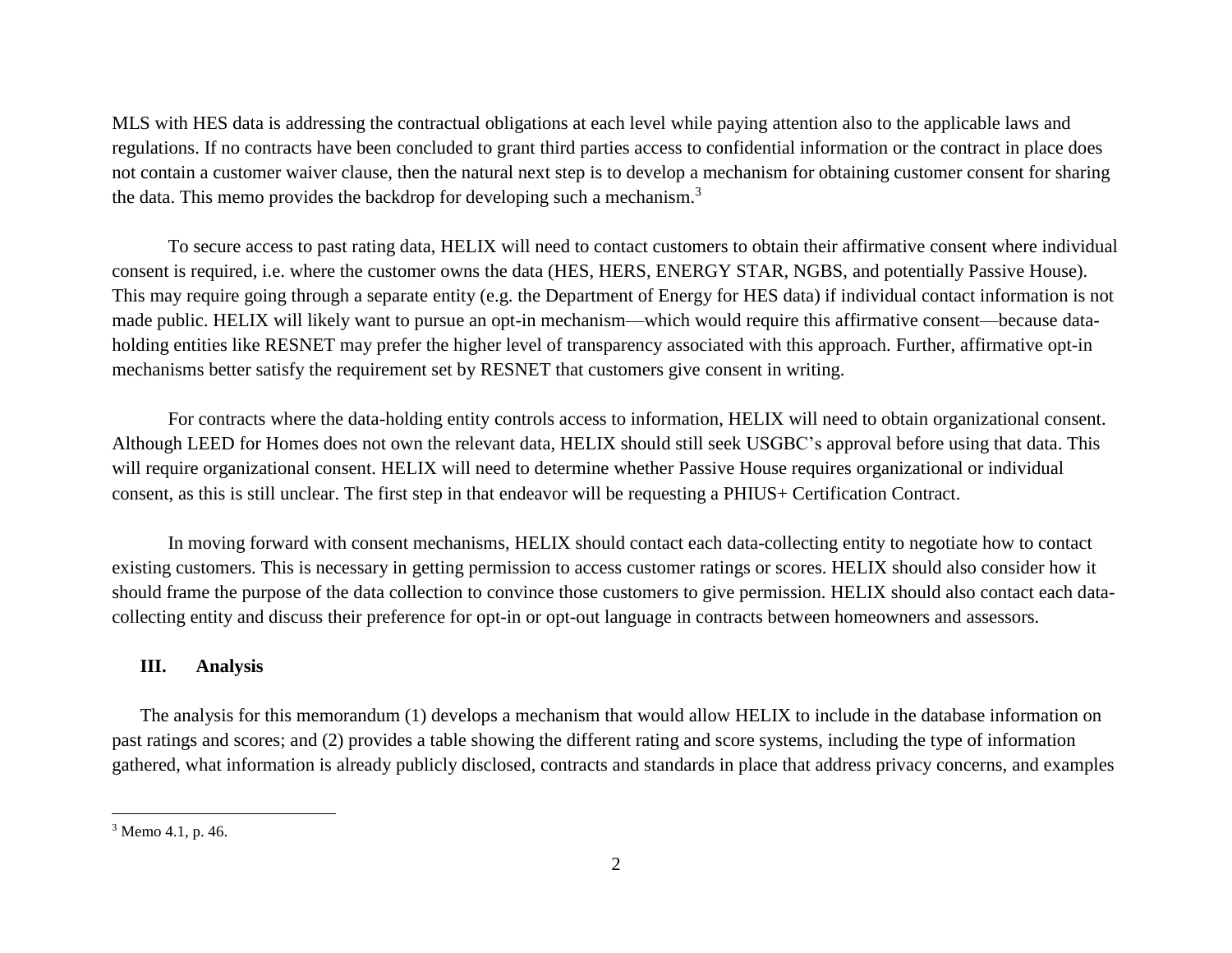MLS with HES data is addressing the contractual obligations at each level while paying attention also to the applicable laws and regulations. If no contracts have been concluded to grant third parties access to confidential information or the contract in place does not contain a customer waiver clause, then the natural next step is to develop a mechanism for obtaining customer consent for sharing the data. This memo provides the backdrop for developing such a mechanism.[3]

To secure access to past rating data, HELIX will need to contact customers to obtain their affirmative consent where individual consent is required, i.e. where the customer owns the data (HES, HERS, ENERGY STAR, NGBS, and potentially Passive House). This may require going through a separate entity (e.g. the Department of Energy for HES data) if individual contact information is not made public. HELIX will likely want to pursue an opt-in mechanism—which would require this affirmative consent—because data-holding entities like RESNET may prefer the higher level of transparency associated with this approach. Further, affirmative opt-in mechanisms better satisfy the requirement set by RESNET that customers give consent in writing.

For contracts where the data-holding entity controls access to information, HELIX will need to obtain organizational consent. Although LEED for Homes does not own the relevant data, HELIX should still seek USGBC's approval before using that data. This will require organizational consent. HELIX will need to determine whether Passive House requires organizational or individual consent, as this is still unclear. The first step in that endeavor will be requesting a PHIUS+ Certification Contract.

In moving forward with consent mechanisms, HELIX should contact each data-collecting entity to negotiate how to contact existing customers. This is necessary in getting permission to access customer ratings or scores. HELIX should also consider how it should frame the purpose of the data collection to convince those customers to give permission. HELIX should also contact each data-collecting entity and discuss their preference for opt-in or opt-out language in contracts between homeowners and assessors.

## III. Analysis

The analysis for this memorandum (1) develops a mechanism that would allow HELIX to include in the database information on past ratings and scores; and (2) provides a table showing the different rating and score systems, including the type of information gathered, what information is already publicly disclosed, contracts and standards in place that address privacy concerns, and examples

---

[3] Memo 4.1, p. 46.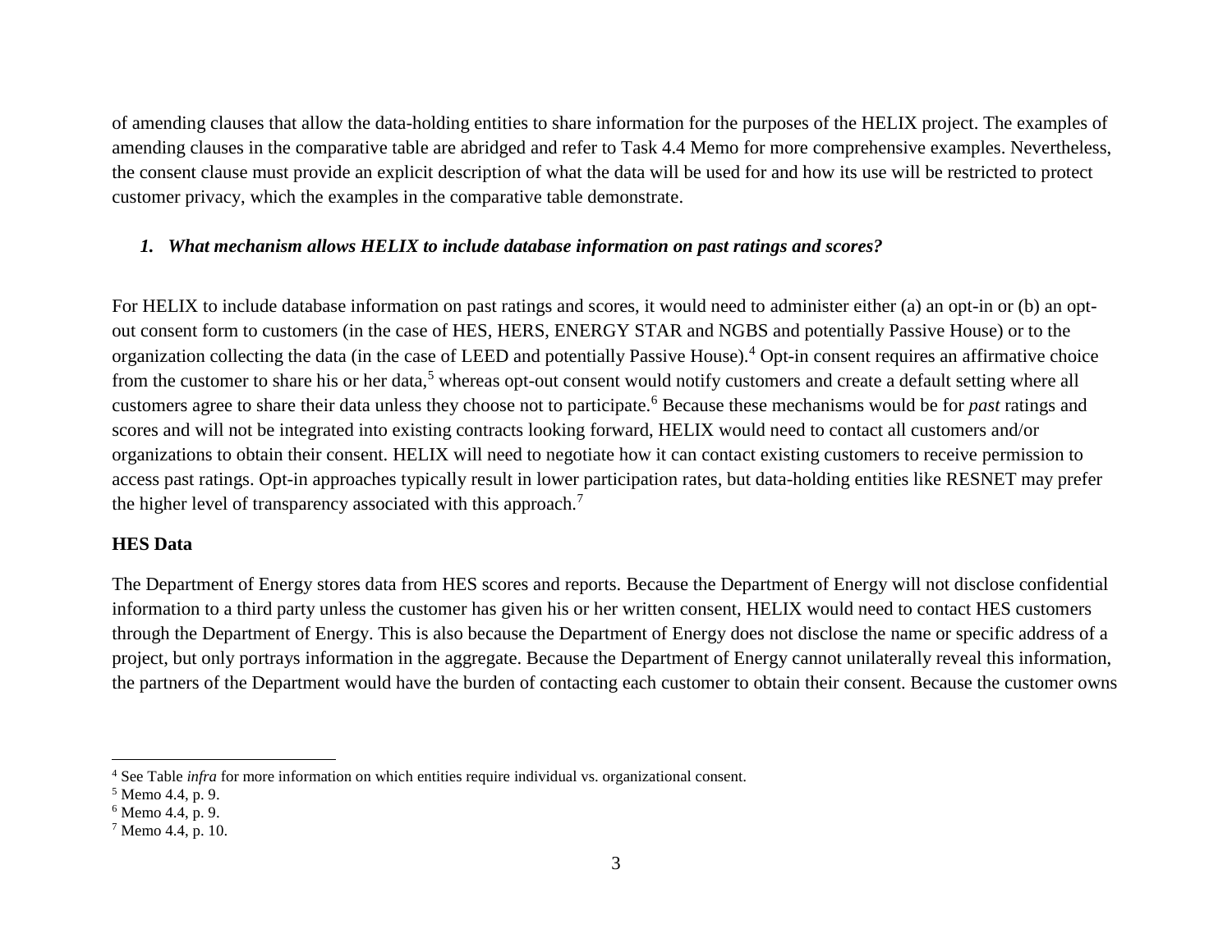of amending clauses that allow the data-holding entities to share information for the purposes of the HELIX project. The examples of amending clauses in the comparative table are abridged and refer to Task 4.4 Memo for more comprehensive examples. Nevertheless, the consent clause must provide an explicit description of what the data will be used for and how its use will be restricted to protect customer privacy, which the examples in the comparative table demonstrate.

### *1. What mechanism allows HELIX to include database information on past ratings and scores?*

For HELIX to include database information on past ratings and scores, it would need to administer either (a) an opt-in or (b) an opt-out consent form to customers (in the case of HES, HERS, ENERGY STAR and NGBS and potentially Passive House) or to the organization collecting the data (in the case of LEED and potentially Passive House).[4] Opt-in consent requires an affirmative choice from the customer to share his or her data,[5] whereas opt-out consent would notify customers and create a default setting where all customers agree to share their data unless they choose not to participate.[6] Because these mechanisms would be for *past* ratings and scores and will not be integrated into existing contracts looking forward, HELIX would need to contact all customers and/or organizations to obtain their consent. HELIX will need to negotiate how it can contact existing customers to receive permission to access past ratings. Opt-in approaches typically result in lower participation rates, but data-holding entities like RESNET may prefer the higher level of transparency associated with this approach.[7]

**HES Data**

The Department of Energy stores data from HES scores and reports. Because the Department of Energy will not disclose confidential information to a third party unless the customer has given his or her written consent, HELIX would need to contact HES customers through the Department of Energy. This is also because the Department of Energy does not disclose the name or specific address of a project, but only portrays information in the aggregate. Because the Department of Energy cannot unilaterally reveal this information, the partners of the Department would have the burden of contacting each customer to obtain their consent. Because the customer owns

---

[4] See Table *infra* for more information on which entities require individual vs. organizational consent.

[5] Memo 4.4, p. 9.

[6] Memo 4.4, p. 9.

[7] Memo 4.4, p. 10.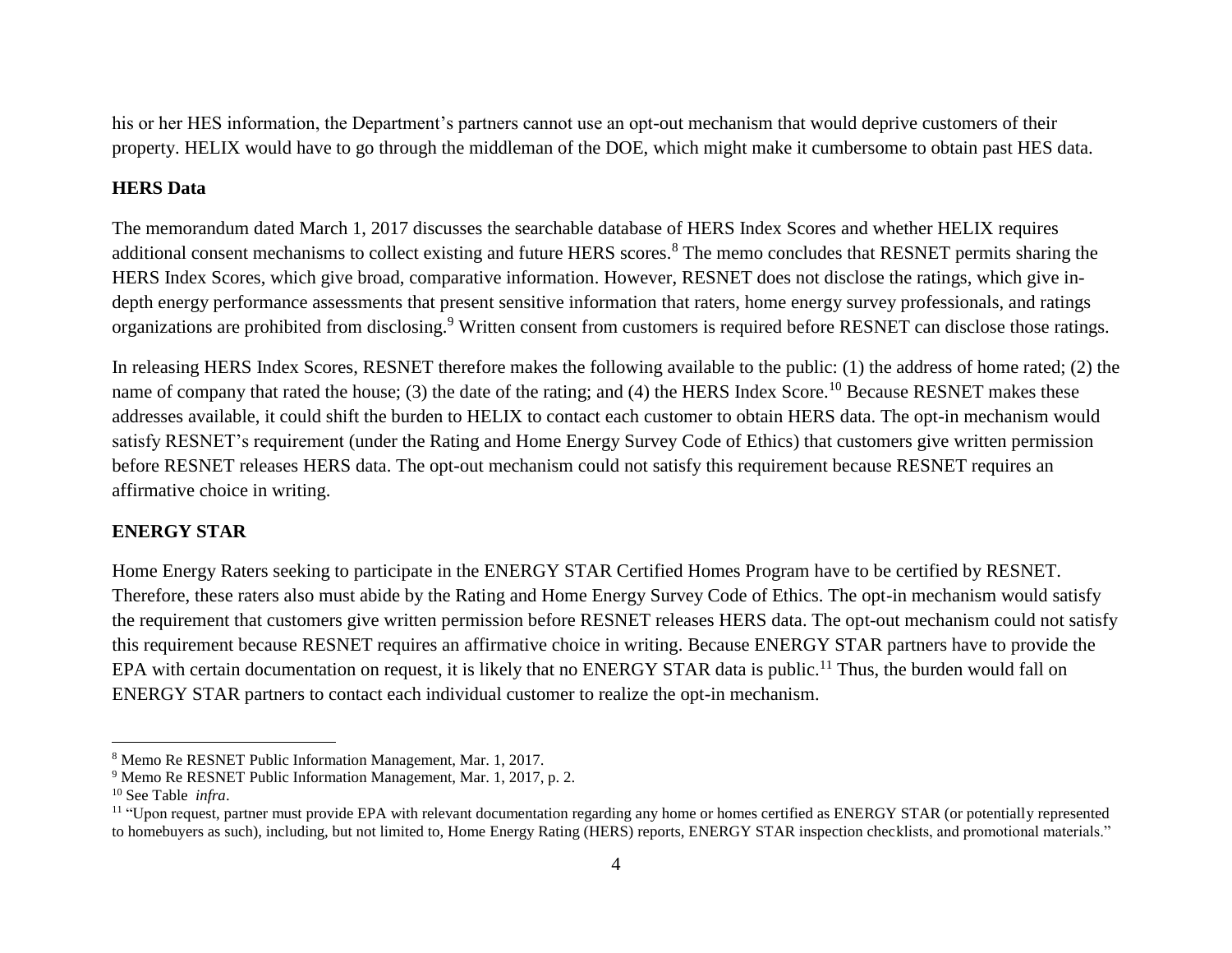his or her HES information, the Department's partners cannot use an opt-out mechanism that would deprive customers of their property. HELIX would have to go through the middleman of the DOE, which might make it cumbersome to obtain past HES data.

**HERS Data**

The memorandum dated March 1, 2017 discusses the searchable database of HERS Index Scores and whether HELIX requires additional consent mechanisms to collect existing and future HERS scores.[8] The memo concludes that RESNET permits sharing the HERS Index Scores, which give broad, comparative information. However, RESNET does not disclose the ratings, which give in-depth energy performance assessments that present sensitive information that raters, home energy survey professionals, and ratings organizations are prohibited from disclosing.[9] Written consent from customers is required before RESNET can disclose those ratings.

In releasing HERS Index Scores, RESNET therefore makes the following available to the public: (1) the address of home rated; (2) the name of company that rated the house; (3) the date of the rating; and (4) the HERS Index Score.[10] Because RESNET makes these addresses available, it could shift the burden to HELIX to contact each customer to obtain HERS data. The opt-in mechanism would satisfy RESNET's requirement (under the Rating and Home Energy Survey Code of Ethics) that customers give written permission before RESNET releases HERS data. The opt-out mechanism could not satisfy this requirement because RESNET requires an affirmative choice in writing.

**ENERGY STAR**

Home Energy Raters seeking to participate in the ENERGY STAR Certified Homes Program have to be certified by RESNET. Therefore, these raters also must abide by the Rating and Home Energy Survey Code of Ethics. The opt-in mechanism would satisfy the requirement that customers give written permission before RESNET releases HERS data. The opt-out mechanism could not satisfy this requirement because RESNET requires an affirmative choice in writing. Because ENERGY STAR partners have to provide the EPA with certain documentation on request, it is likely that no ENERGY STAR data is public.[11] Thus, the burden would fall on ENERGY STAR partners to contact each individual customer to realize the opt-in mechanism.

---

[8] Memo Re RESNET Public Information Management, Mar. 1, 2017.

[9] Memo Re RESNET Public Information Management, Mar. 1, 2017, p. 2.

[10] See Table *infra*.

[11] "Upon request, partner must provide EPA with relevant documentation regarding any home or homes certified as ENERGY STAR (or potentially represented to homebuyers as such), including, but not limited to, Home Energy Rating (HERS) reports, ENERGY STAR inspection checklists, and promotional materials."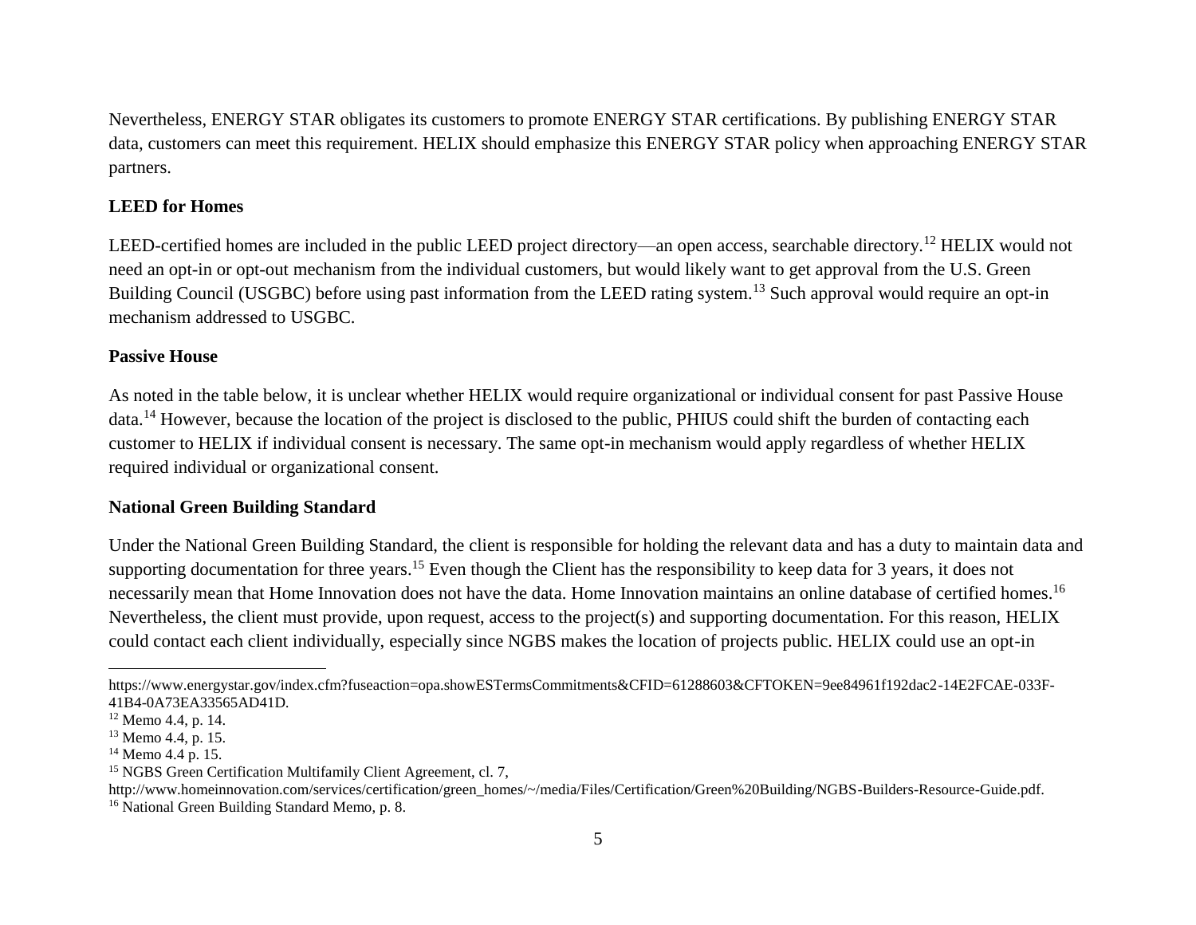Nevertheless, ENERGY STAR obligates its customers to promote ENERGY STAR certifications. By publishing ENERGY STAR data, customers can meet this requirement. HELIX should emphasize this ENERGY STAR policy when approaching ENERGY STAR partners.

**LEED for Homes**

LEED-certified homes are included in the public LEED project directory—an open access, searchable directory.[12] HELIX would not need an opt-in or opt-out mechanism from the individual customers, but would likely want to get approval from the U.S. Green Building Council (USGBC) before using past information from the LEED rating system.[13] Such approval would require an opt-in mechanism addressed to USGBC.

**Passive House**

As noted in the table below, it is unclear whether HELIX would require organizational or individual consent for past Passive House data.[14] However, because the location of the project is disclosed to the public, PHIUS could shift the burden of contacting each customer to HELIX if individual consent is necessary. The same opt-in mechanism would apply regardless of whether HELIX required individual or organizational consent.

**National Green Building Standard**

Under the National Green Building Standard, the client is responsible for holding the relevant data and has a duty to maintain data and supporting documentation for three years.[15] Even though the Client has the responsibility to keep data for 3 years, it does not necessarily mean that Home Innovation does not have the data. Home Innovation maintains an online database of certified homes.[16] Nevertheless, the client must provide, upon request, access to the project(s) and supporting documentation. For this reason, HELIX could contact each client individually, especially since NGBS makes the location of projects public. HELIX could use an opt-in

---

https://www.energystar.gov/index.cfm?fuseaction=opa.showESTermsCommitments&CFID=61288603&CFTOKEN=9ee84961f192dac2-14E2FCAE-033F-41B4-0A73EA33565AD41D.

[12] Memo 4.4, p. 14.

[13] Memo 4.4, p. 15.

[14] Memo 4.4 p. 15.

[15] NGBS Green Certification Multifamily Client Agreement, cl. 7, http://www.homeinnovation.com/services/certification/green_homes/~/media/Files/Certification/Green%20Building/NGBS-Builders-Resource-Guide.pdf.

[16] National Green Building Standard Memo, p. 8.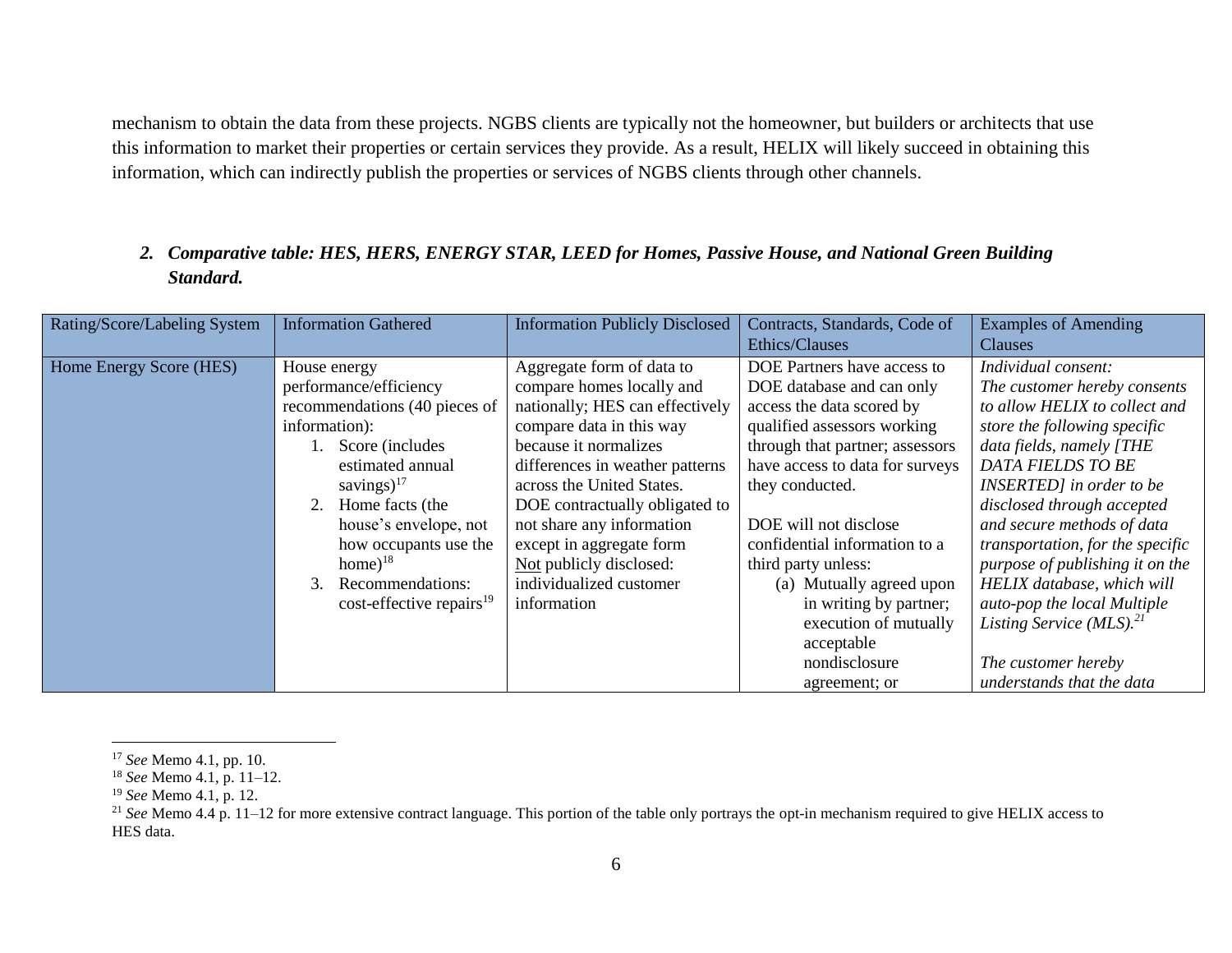mechanism to obtain the data from these projects. NGBS clients are typically not the homeowner, but builders or architects that use this information to market their properties or certain services they provide. As a result, HELIX will likely succeed in obtaining this information, which can indirectly publish the properties or services of NGBS clients through other channels.

### *2. Comparative table: HES, HERS, ENERGY STAR, LEED for Homes, Passive House, and National Green Building Standard.*

| Rating/Score/Labeling System | Information Gathered | Information Publicly Disclosed | Contracts, Standards, Code of Ethics/Clauses | Examples of Amending Clauses |
|---|---|---|---|---|
| Home Energy Score (HES) | House energy performance/efficiency recommendations (40 pieces of information):<br>1. Score (includes estimated annual savings)[17]<br>2. Home facts (the house's envelope, not how occupants use the home)[18]<br>3. Recommendations: cost-effective repairs[19] | Aggregate form of data to compare homes locally and nationally; HES can effectively compare data in this way because it normalizes differences in weather patterns across the United States.<br>DOE contractually obligated to not share any information except in aggregate form<br>Not publicly disclosed: individualized customer information | DOE Partners have access to DOE database and can only access the data scored by qualified assessors working through that partner; assessors have access to data for surveys they conducted.<br><br>DOE will not disclose confidential information to a third party unless:<br>(a) Mutually agreed upon in writing by partner; execution of mutually acceptable nondisclosure agreement; or | *Individual consent:*<br>*The customer hereby consents to allow HELIX to collect and store the following specific data fields, namely [THE DATA FIELDS TO BE INSERTED] in order to be disclosed through accepted and secure methods of data transportation, for the specific purpose of publishing it on the HELIX database, which will auto-pop the local Multiple Listing Service (MLS).*[21]<br><br>*The customer hereby understands that the data* |

[17] *See* Memo 4.1, pp. 10.

[18] *See* Memo 4.1, p. 11–12.

[19] *See* Memo 4.1, p. 12.

[21] *See* Memo 4.4 p. 11–12 for more extensive contract language. This portion of the table only portrays the opt-in mechanism required to give HELIX access to HES data.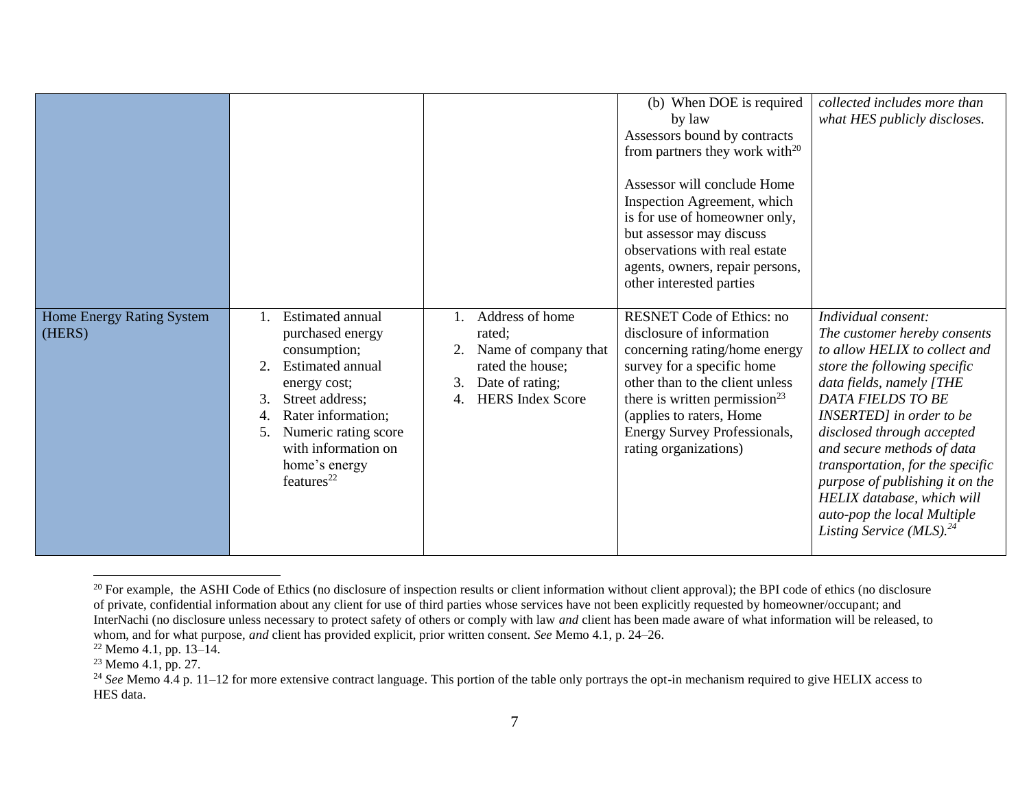| | | | | |
|---|---|---|---|---|
| | | | (b) When DOE is required by law<br>Assessors bound by contracts from partners they work with[20]<br><br>Assessor will conclude Home Inspection Agreement, which is for use of homeowner only, but assessor may discuss observations with real estate agents, owners, repair persons, other interested parties | *collected includes more than what HES publicly discloses.* |
| Home Energy Rating System (HERS) | 1. Estimated annual purchased energy consumption;<br>2. Estimated annual energy cost;<br>3. Street address;<br>4. Rater information;<br>5. Numeric rating score with information on home's energy features[22] | 1. Address of home rated;<br>2. Name of company that rated the house;<br>3. Date of rating;<br>4. HERS Index Score | RESNET Code of Ethics: no disclosure of information concerning rating/home energy survey for a specific home other than to the client unless there is written permission[23] (applies to raters, Home Energy Survey Professionals, rating organizations) | *Individual consent:*<br>*The customer hereby consents to allow HELIX to collect and store the following specific data fields, namely [THE DATA FIELDS TO BE INSERTED] in order to be disclosed through accepted and secure methods of data transportation, for the specific purpose of publishing it on the HELIX database, which will auto-pop the local Multiple Listing Service (MLS).*[24] |

[20] For example, the ASHI Code of Ethics (no disclosure of inspection results or client information without client approval); the BPI code of ethics (no disclosure of private, confidential information about any client for use of third parties whose services have not been explicitly requested by homeowner/occupant; and InterNachi (no disclosure unless necessary to protect safety of others or comply with law *and* client has been made aware of what information will be released, to whom, and for what purpose, *and* client has provided explicit, prior written consent. *See* Memo 4.1, p. 24–26.

[22] Memo 4.1, pp. 13–14.

[23] Memo 4.1, pp. 27.

[24] *See* Memo 4.4 p. 11–12 for more extensive contract language. This portion of the table only portrays the opt-in mechanism required to give HELIX access to HES data.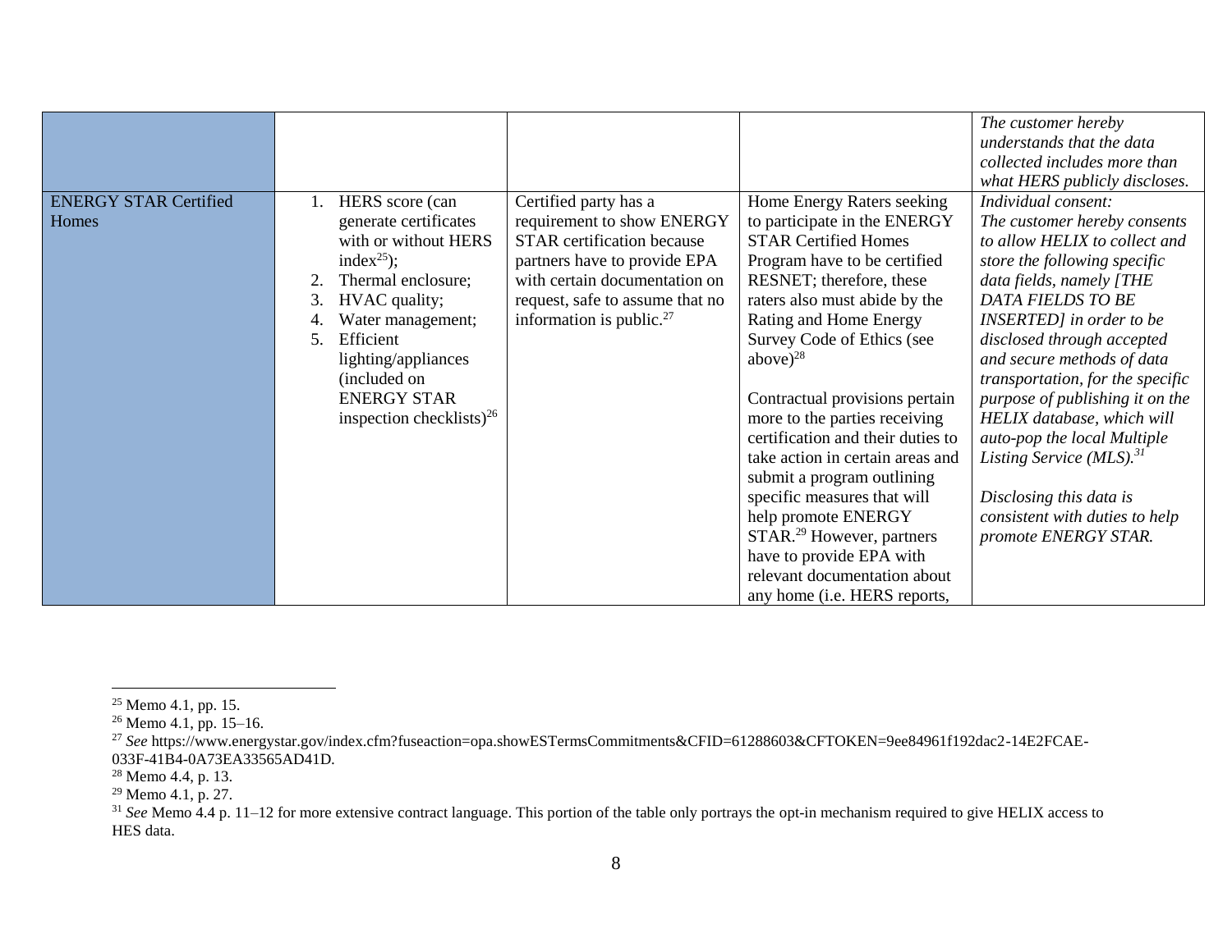| | | | | |
|---|---|---|---|---|
| | | | | *The customer hereby understands that the data collected includes more than what HERS publicly discloses.* |
| ENERGY STAR Certified Homes | 1. HERS score (can generate certificates with or without HERS index[25]);<br>2. Thermal enclosure;<br>3. HVAC quality;<br>4. Water management;<br>5. Efficient lighting/appliances (included on ENERGY STAR inspection checklists)[26] | Certified party has a requirement to show ENERGY STAR certification because partners have to provide EPA with certain documentation on request, safe to assume that no information is public.[27] | Home Energy Raters seeking to participate in the ENERGY STAR Certified Homes Program have to be certified RESNET; therefore, these raters also must abide by the Rating and Home Energy Survey Code of Ethics (see above)[28]<br><br>Contractual provisions pertain more to the parties receiving certification and their duties to take action in certain areas and submit a program outlining specific measures that will help promote ENERGY STAR.[29] However, partners have to provide EPA with relevant documentation about any home (i.e. HERS reports, | *Individual consent:*<br>*The customer hereby consents to allow HELIX to collect and store the following specific data fields, namely [THE DATA FIELDS TO BE INSERTED] in order to be disclosed through accepted and secure methods of data transportation, for the specific purpose of publishing it on the HELIX database, which will auto-pop the local Multiple Listing Service (MLS).[31]*<br><br>*Disclosing this data is consistent with duties to help promote ENERGY STAR.* |

[25] Memo 4.1, pp. 15.

[26] Memo 4.1, pp. 15–16.

[27] *See* https://www.energystar.gov/index.cfm?fuseaction=opa.showESTermsCommitments&CFID=61288603&CFTOKEN=9ee84961f192dac2-14E2FCAE-033F-41B4-0A73EA33565AD41D.

[28] Memo 4.4, p. 13.

[29] Memo 4.1, p. 27.

[31] *See* Memo 4.4 p. 11–12 for more extensive contract language. This portion of the table only portrays the opt-in mechanism required to give HELIX access to HES data.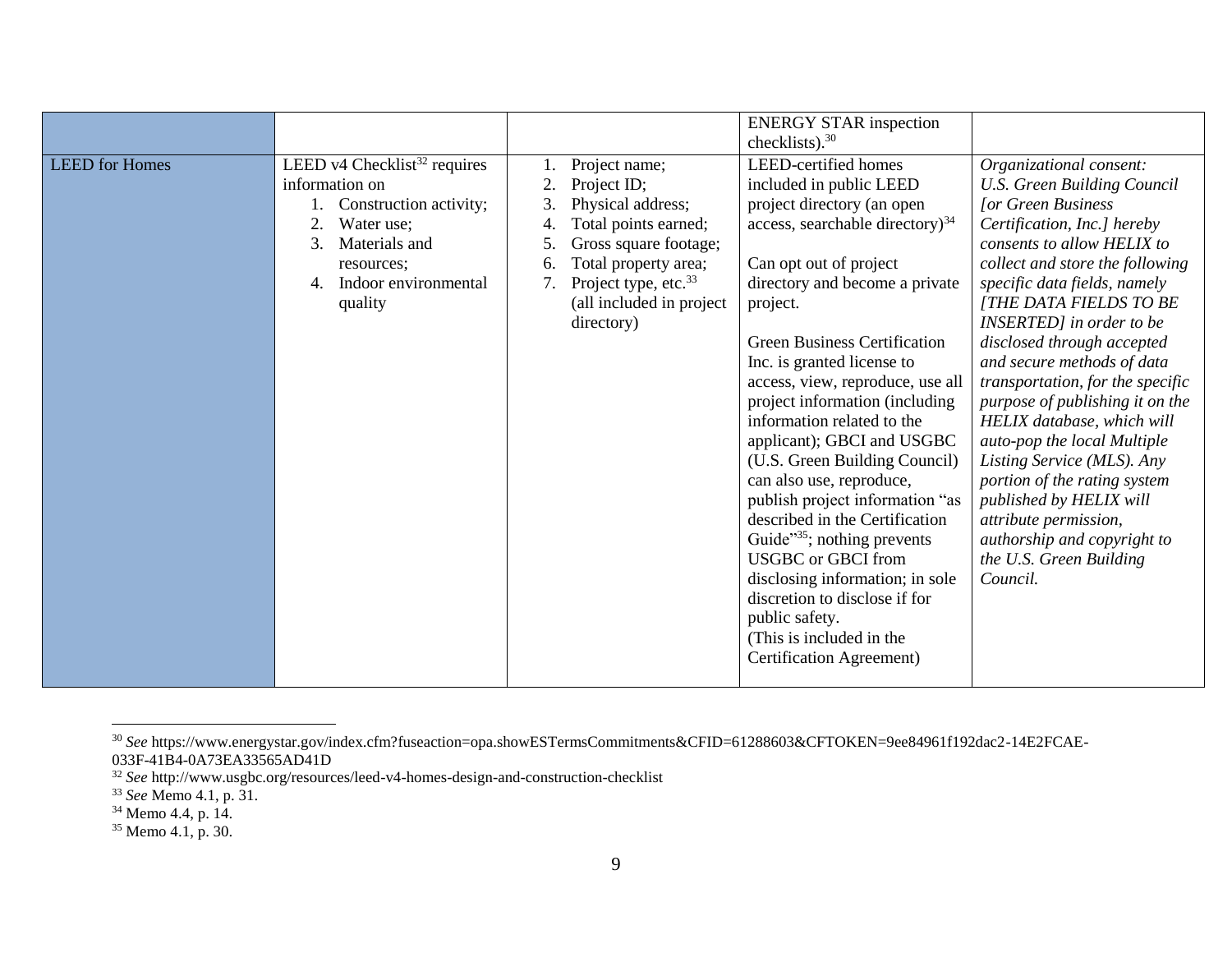| | | | | |
|---|---|---|---|---|
| | | | ENERGY STAR inspection checklists).[30] | |
| LEED for Homes | LEED v4 Checklist[32] requires information on<br>1. Construction activity;<br>2. Water use;<br>3. Materials and resources;<br>4. Indoor environmental quality | 1. Project name;<br>2. Project ID;<br>3. Physical address;<br>4. Total points earned;<br>5. Gross square footage;<br>6. Total property area;<br>7. Project type, etc.[33] (all included in project directory) | LEED-certified homes included in public LEED project directory (an open access, searchable directory)[34]<br><br>Can opt out of project directory and become a private project.<br><br>Green Business Certification Inc. is granted license to access, view, reproduce, use all project information (including information related to the applicant); GBCI and USGBC (U.S. Green Building Council) can also use, reproduce, publish project information "as described in the Certification Guide"[35]; nothing prevents USGBC or GBCI from disclosing information; in sole discretion to disclose if for public safety.<br>(This is included in the Certification Agreement) | *Organizational consent: U.S. Green Building Council [or Green Business Certification, Inc.] hereby consents to allow HELIX to collect and store the following specific data fields, namely [THE DATA FIELDS TO BE INSERTED] in order to be disclosed through accepted and secure methods of data transportation, for the specific purpose of publishing it on the HELIX database, which will auto-pop the local Multiple Listing Service (MLS). Any portion of the rating system published by HELIX will attribute permission, authorship and copyright to the U.S. Green Building Council.* |

---

[30] *See* https://www.energystar.gov/index.cfm?fuseaction=opa.showESTermsCommitments&CFID=61288603&CFTOKEN=9ee84961f192dac2-14E2FCAE-033F-41B4-0A73EA33565AD41D

[32] *See* http://www.usgbc.org/resources/leed-v4-homes-design-and-construction-checklist

[33] *See* Memo 4.1, p. 31.

[34] Memo 4.4, p. 14.

[35] Memo 4.1, p. 30.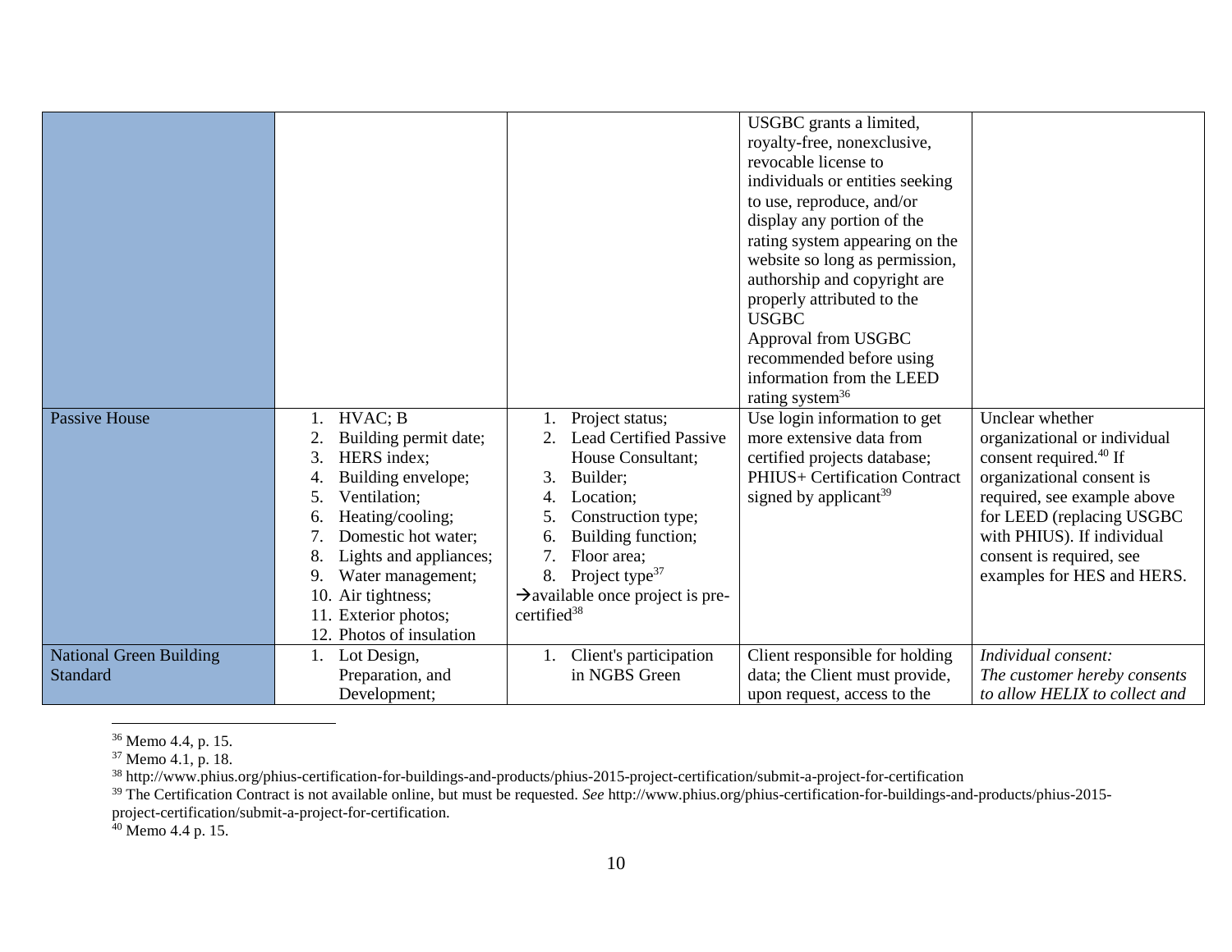| | | | | |
|---|---|---|---|---|
| | | | USGBC grants a limited, royalty-free, nonexclusive, revocable license to individuals or entities seeking to use, reproduce, and/or display any portion of the rating system appearing on the website so long as permission, authorship and copyright are properly attributed to the USGBC<br>Approval from USGBC recommended before using information from the LEED rating system[36] | |
| Passive House | 1. HVAC; B<br>2. Building permit date;<br>3. HERS index;<br>4. Building envelope;<br>5. Ventilation;<br>6. Heating/cooling;<br>7. Domestic hot water;<br>8. Lights and appliances;<br>9. Water management;<br>10. Air tightness;<br>11. Exterior photos;<br>12. Photos of insulation | 1. Project status;<br>2. Lead Certified Passive House Consultant;<br>3. Builder;<br>4. Location;<br>5. Construction type;<br>6. Building function;<br>7. Floor area;<br>8. Project type[37]<br>→available once project is pre-certified[38] | Use login information to get more extensive data from certified projects database; PHIUS+ Certification Contract signed by applicant[39] | Unclear whether organizational or individual consent required.[40] If organizational consent is required, see example above for LEED (replacing USGBC with PHIUS). If individual consent is required, see examples for HES and HERS. |
| National Green Building Standard | 1. Lot Design, Preparation, and Development; | 1. Client's participation in NGBS Green | Client responsible for holding data; the Client must provide, upon request, access to the | *Individual consent:*<br>*The customer hereby consents to allow HELIX to collect and* |

[36] Memo 4.4, p. 15.

[37] Memo 4.1, p. 18.

[38] http://www.phius.org/phius-certification-for-buildings-and-products/phius-2015-project-certification/submit-a-project-for-certification

[39] The Certification Contract is not available online, but must be requested. *See* http://www.phius.org/phius-certification-for-buildings-and-products/phius-2015-project-certification/submit-a-project-for-certification.

[40] Memo 4.4 p. 15.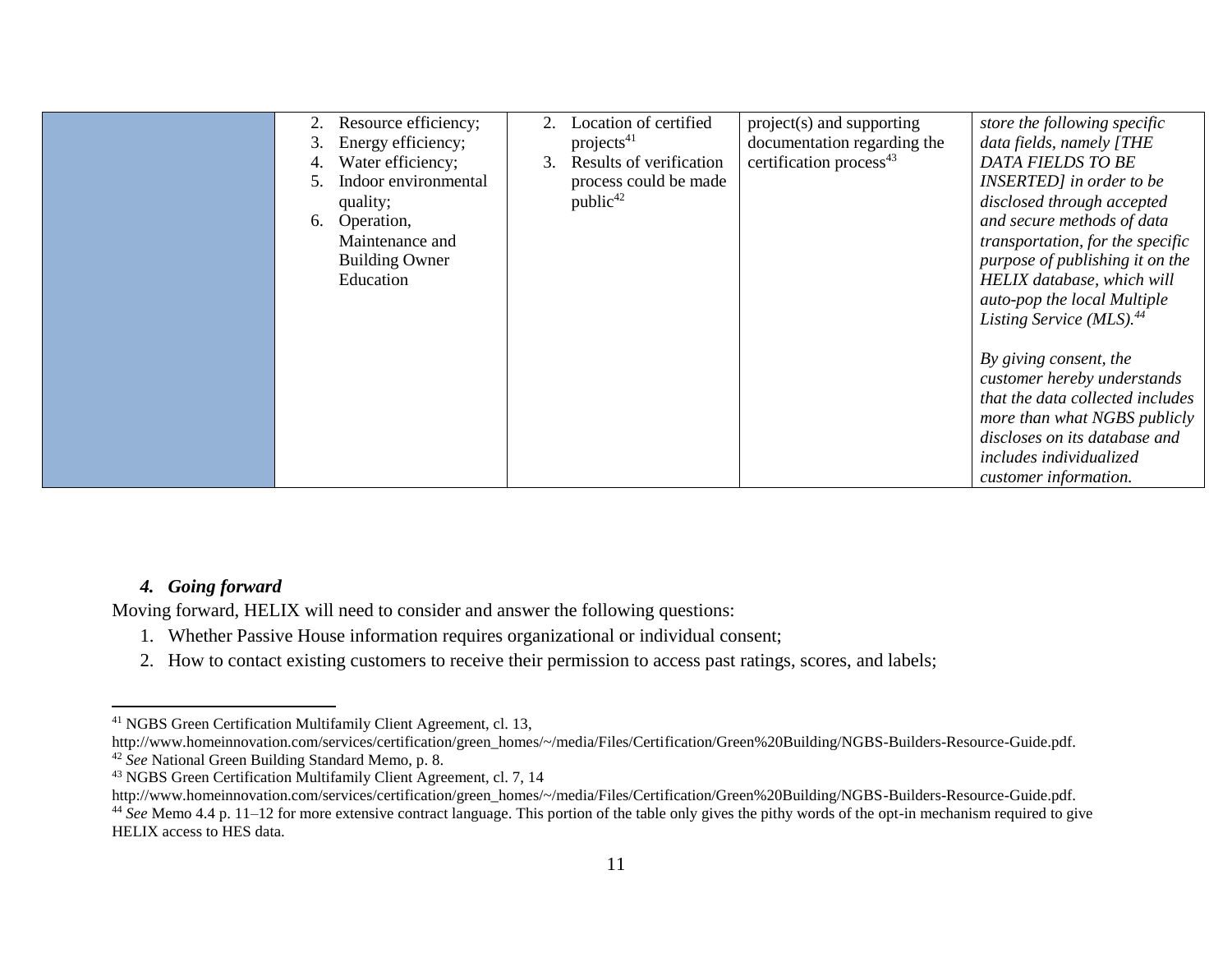| | | | | |
|---|---|---|---|---|
| | 2. Resource efficiency;<br>3. Energy efficiency;<br>4. Water efficiency;<br>5. Indoor environmental quality;<br>6. Operation, Maintenance and Building Owner Education | 2. Location of certified projects[41]<br>3. Results of verification process could be made public[42] | project(s) and supporting documentation regarding the certification process[43] | *store the following specific data fields, namely [THE DATA FIELDS TO BE INSERTED] in order to be disclosed through accepted and secure methods of data transportation, for the specific purpose of publishing it on the HELIX database, which will auto-pop the local Multiple Listing Service (MLS).*[44]<br><br>*By giving consent, the customer hereby understands that the data collected includes more than what NGBS publicly discloses on its database and includes individualized customer information.* |

### *4. Going forward*

Moving forward, HELIX will need to consider and answer the following questions:

1. Whether Passive House information requires organizational or individual consent;
2. How to contact existing customers to receive their permission to access past ratings, scores, and labels;

---

[41] NGBS Green Certification Multifamily Client Agreement, cl. 13, http://www.homeinnovation.com/services/certification/green_homes/~/media/Files/Certification/Green%20Building/NGBS-Builders-Resource-Guide.pdf.

[42] *See* National Green Building Standard Memo, p. 8.

[43] NGBS Green Certification Multifamily Client Agreement, cl. 7, 14 http://www.homeinnovation.com/services/certification/green_homes/~/media/Files/Certification/Green%20Building/NGBS-Builders-Resource-Guide.pdf.

[44] *See* Memo 4.4 p. 11–12 for more extensive contract language. This portion of the table only gives the pithy words of the opt-in mechanism required to give HELIX access to HES data.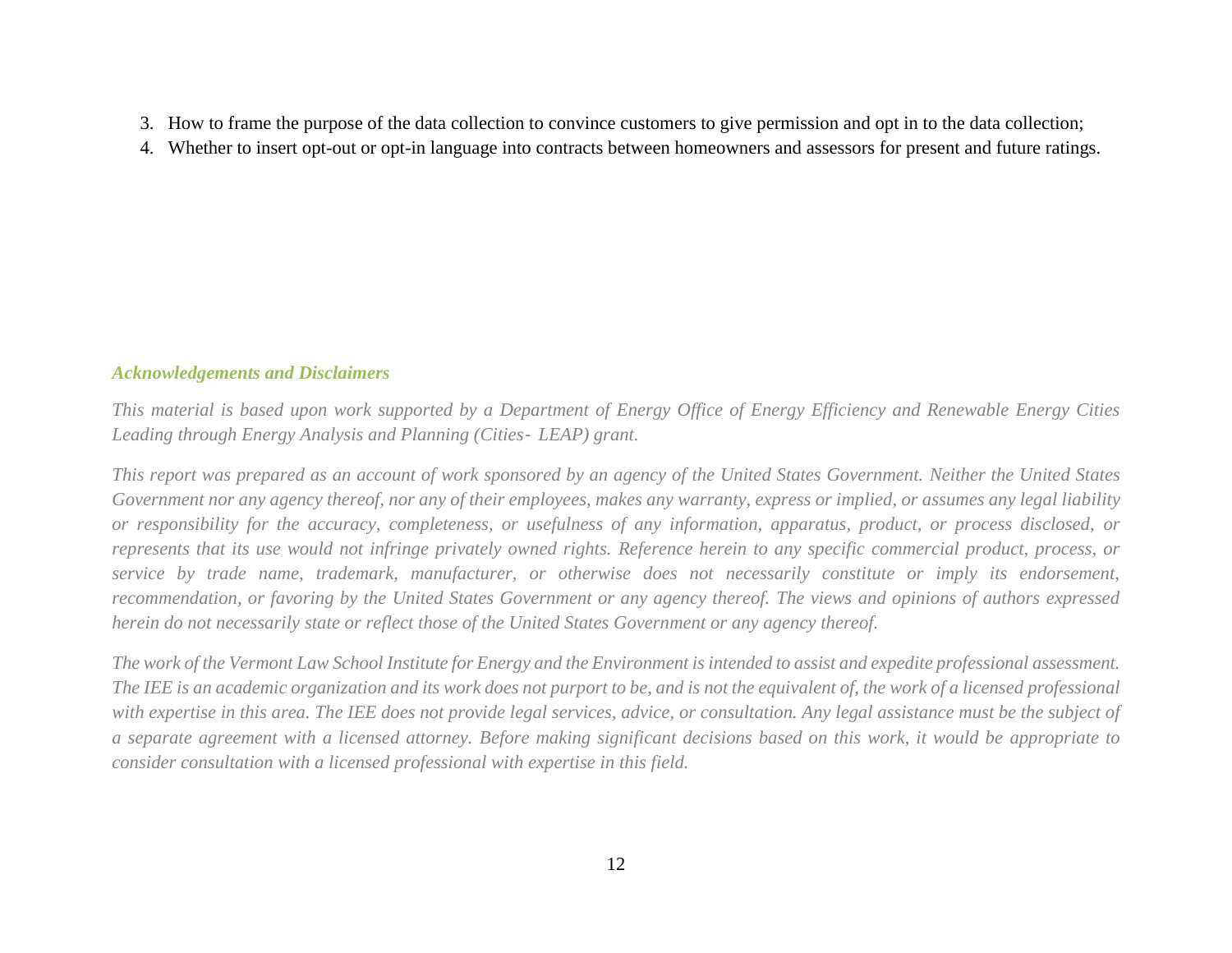3. How to frame the purpose of the data collection to convince customers to give permission and opt in to the data collection;
4. Whether to insert opt-out or opt-in language into contracts between homeowners and assessors for present and future ratings.

### *Acknowledgements and Disclaimers*

*This material is based upon work supported by a Department of Energy Office of Energy Efficiency and Renewable Energy Cities Leading through Energy Analysis and Planning (Cities- LEAP) grant.*

*This report was prepared as an account of work sponsored by an agency of the United States Government. Neither the United States Government nor any agency thereof, nor any of their employees, makes any warranty, express or implied, or assumes any legal liability or responsibility for the accuracy, completeness, or usefulness of any information, apparatus, product, or process disclosed, or represents that its use would not infringe privately owned rights. Reference herein to any specific commercial product, process, or service by trade name, trademark, manufacturer, or otherwise does not necessarily constitute or imply its endorsement, recommendation, or favoring by the United States Government or any agency thereof. The views and opinions of authors expressed herein do not necessarily state or reflect those of the United States Government or any agency thereof.*

*The work of the Vermont Law School Institute for Energy and the Environment is intended to assist and expedite professional assessment. The IEE is an academic organization and its work does not purport to be, and is not the equivalent of, the work of a licensed professional with expertise in this area. The IEE does not provide legal services, advice, or consultation. Any legal assistance must be the subject of a separate agreement with a licensed attorney. Before making significant decisions based on this work, it would be appropriate to consider consultation with a licensed professional with expertise in this field.*